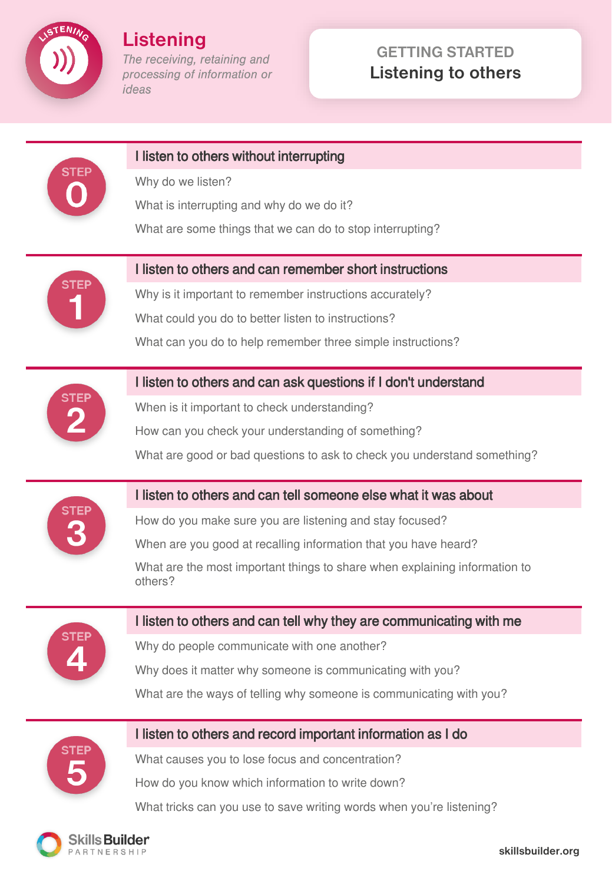# Listening

*The receiving, retaining and processing of information or ideas*

## GETTING STARTED
## Listening to others

### STEP 0 — I listen to others without interrupting

Why do we listen?

What is interrupting and why do we do it?

What are some things that we can do to stop interrupting?

### STEP 1 — I listen to others and can remember short instructions

Why is it important to remember instructions accurately?

What could you do to better listen to instructions?

What can you do to help remember three simple instructions?

### STEP 2 — I listen to others and can ask questions if I don't understand

When is it important to check understanding?

How can you check your understanding of something?

What are good or bad questions to ask to check you understand something?

### STEP 3 — I listen to others and can tell someone else what it was about

How do you make sure you are listening and stay focused?

When are you good at recalling information that you have heard?

What are the most important things to share when explaining information to others?

### STEP 4 — I listen to others and can tell why they are communicating with me

Why do people communicate with one another?

Why does it matter why someone is communicating with you?

What are the ways of telling why someone is communicating with you?

### STEP 5 — I listen to others and record important information as I do

What causes you to lose focus and concentration?

How do you know which information to write down?

What tricks can you use to save writing words when you're listening?

Skills Builder PARTNERSHIP

skillsbuilder.org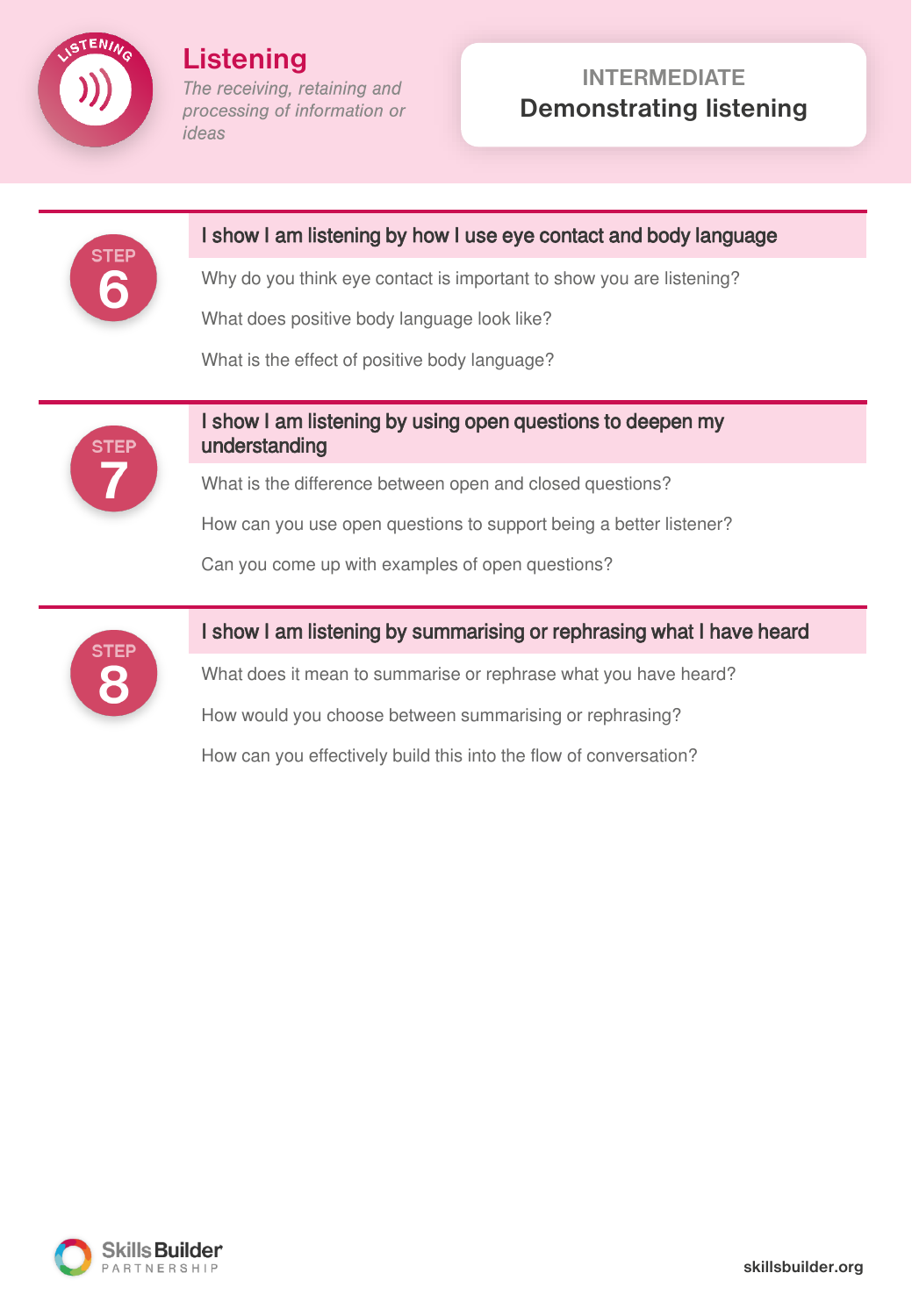# Listening

*The receiving, retaining and processing of information or ideas*

**INTERMEDIATE**

**Demonstrating listening**

## STEP 6

### I show I am listening by how I use eye contact and body language

Why do you think eye contact is important to show you are listening?

What does positive body language look like?

What is the effect of positive body language?

## STEP 7

### I show I am listening by using open questions to deepen my understanding

What is the difference between open and closed questions?

How can you use open questions to support being a better listener?

Can you come up with examples of open questions?

## STEP 8

### I show I am listening by summarising or rephrasing what I have heard

What does it mean to summarise or rephrase what you have heard?

How would you choose between summarising or rephrasing?

How can you effectively build this into the flow of conversation?

Skills Builder PARTNERSHIP

skillsbuilder.org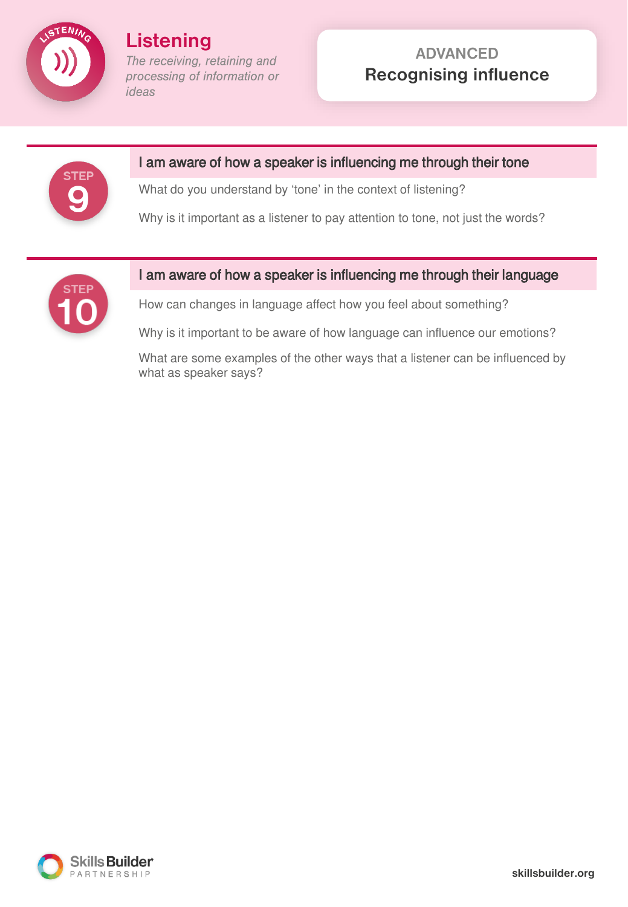# Listening

*The receiving, retaining and processing of information or ideas*

**ADVANCED**

**Recognising influence**

## STEP 9

### I am aware of how a speaker is influencing me through their tone

What do you understand by 'tone' in the context of listening?

Why is it important as a listener to pay attention to tone, not just the words?

## STEP 10

### I am aware of how a speaker is influencing me through their language

How can changes in language affect how you feel about something?

Why is it important to be aware of how language can influence our emotions?

What are some examples of the other ways that a listener can be influenced by what as speaker says?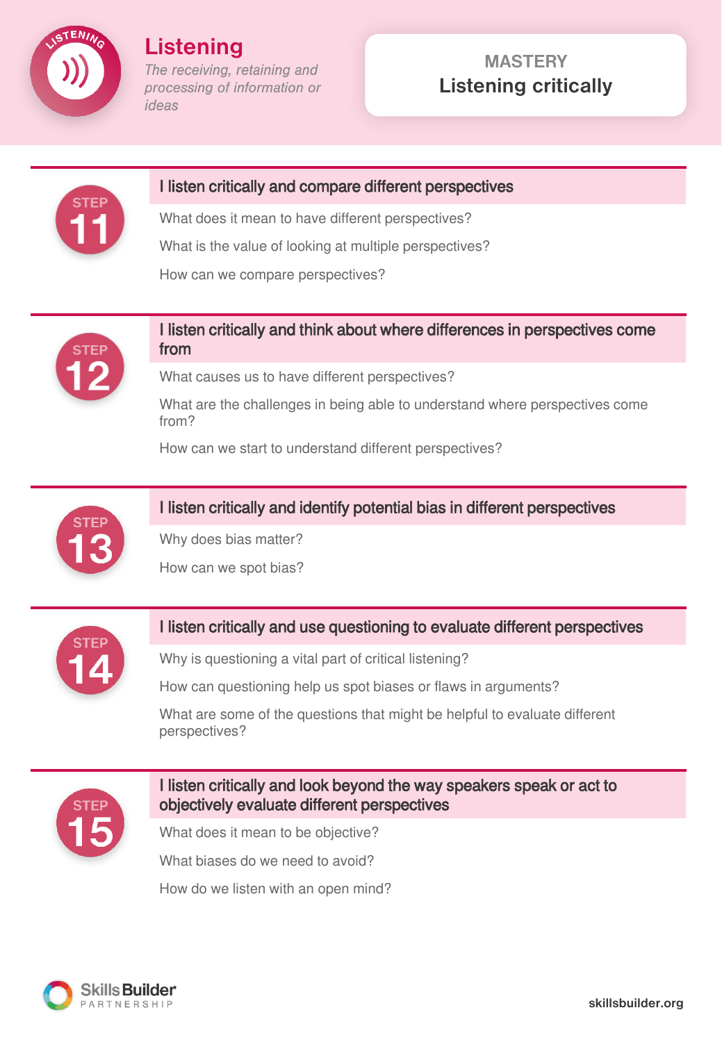# Listening

*The receiving, retaining and processing of information or ideas*

**MASTERY**
**Listening critically**

## STEP 11

### I listen critically and compare different perspectives

What does it mean to have different perspectives?

What is the value of looking at multiple perspectives?

How can we compare perspectives?

## STEP 12

### I listen critically and think about where differences in perspectives come from

What causes us to have different perspectives?

What are the challenges in being able to understand where perspectives come from?

How can we start to understand different perspectives?

## STEP 13

### I listen critically and identify potential bias in different perspectives

Why does bias matter?

How can we spot bias?

## STEP 14

### I listen critically and use questioning to evaluate different perspectives

Why is questioning a vital part of critical listening?

How can questioning help us spot biases or flaws in arguments?

What are some of the questions that might be helpful to evaluate different perspectives?

## STEP 15

### I listen critically and look beyond the way speakers speak or act to objectively evaluate different perspectives

What does it mean to be objective?

What biases do we need to avoid?

How do we listen with an open mind?

Skills Builder PARTNERSHIP

skillsbuilder.org